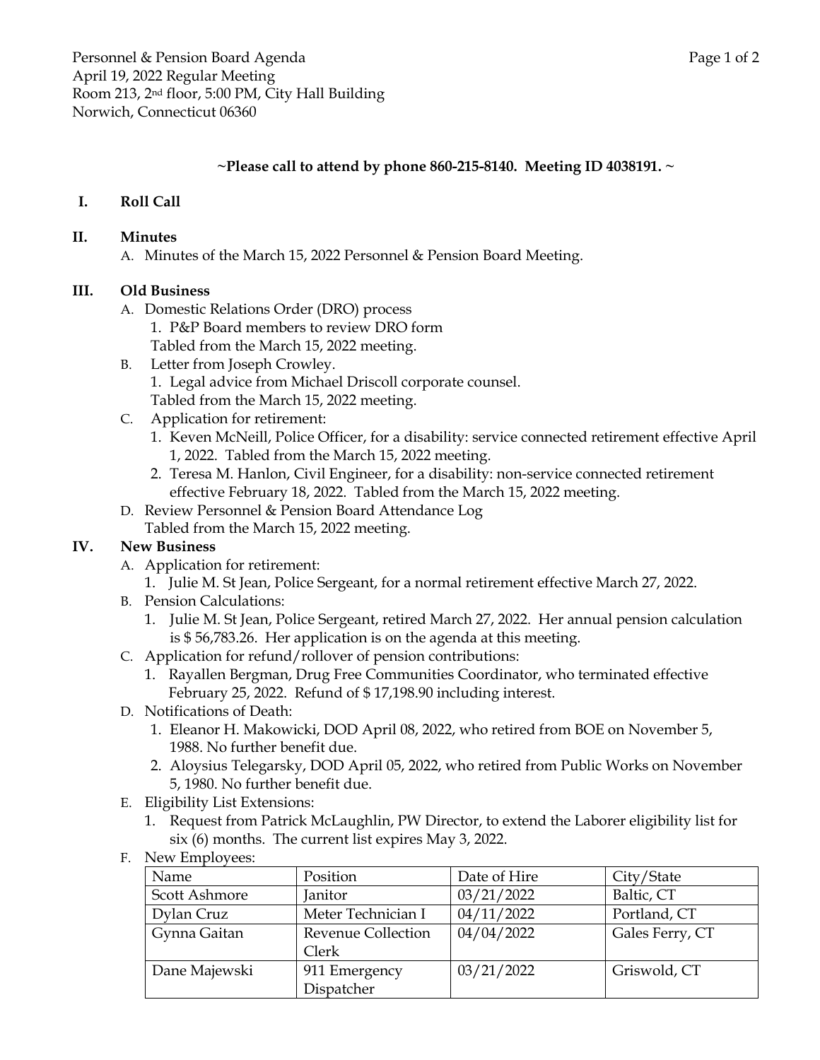Personnel & Pension Board Agenda
April 19, 2022 Regular Meeting
Room 213, 2nd floor, 5:00 PM, City Hall Building
Norwich, Connecticut 06360

**~Please call to attend by phone 860-215-8140. Meeting ID 4038191. ~**

## I. Roll Call

## II. Minutes

A. Minutes of the March 15, 2022 Personnel & Pension Board Meeting.

## III. Old Business

A. Domestic Relations Order (DRO) process
   1. P&P Board members to review DRO form
   Tabled from the March 15, 2022 meeting.

B. Letter from Joseph Crowley.
   1. Legal advice from Michael Driscoll corporate counsel.
   Tabled from the March 15, 2022 meeting.

C. Application for retirement:
   1. Keven McNeill, Police Officer, for a disability: service connected retirement effective April 1, 2022. Tabled from the March 15, 2022 meeting.
   2. Teresa M. Hanlon, Civil Engineer, for a disability: non-service connected retirement effective February 18, 2022. Tabled from the March 15, 2022 meeting.

D. Review Personnel & Pension Board Attendance Log
   Tabled from the March 15, 2022 meeting.

## IV. New Business

A. Application for retirement:
   1. Julie M. St Jean, Police Sergeant, for a normal retirement effective March 27, 2022.

B. Pension Calculations:
   1. Julie M. St Jean, Police Sergeant, retired March 27, 2022. Her annual pension calculation is $ 56,783.26. Her application is on the agenda at this meeting.

C. Application for refund/rollover of pension contributions:
   1. Rayallen Bergman, Drug Free Communities Coordinator, who terminated effective February 25, 2022. Refund of $ 17,198.90 including interest.

D. Notifications of Death:
   1. Eleanor H. Makowicki, DOD April 08, 2022, who retired from BOE on November 5, 1988. No further benefit due.
   2. Aloysius Telegarsky, DOD April 05, 2022, who retired from Public Works on November 5, 1980. No further benefit due.

E. Eligibility List Extensions:
   1. Request from Patrick McLaughlin, PW Director, to extend the Laborer eligibility list for six (6) months. The current list expires May 3, 2022.

F. New Employees:

| Name | Position | Date of Hire | City/State |
|---|---|---|---|
| Scott Ashmore | Janitor | 03/21/2022 | Baltic, CT |
| Dylan Cruz | Meter Technician I | 04/11/2022 | Portland, CT |
| Gynna Gaitan | Revenue Collection Clerk | 04/04/2022 | Gales Ferry, CT |
| Dane Majewski | 911 Emergency Dispatcher | 03/21/2022 | Griswold, CT |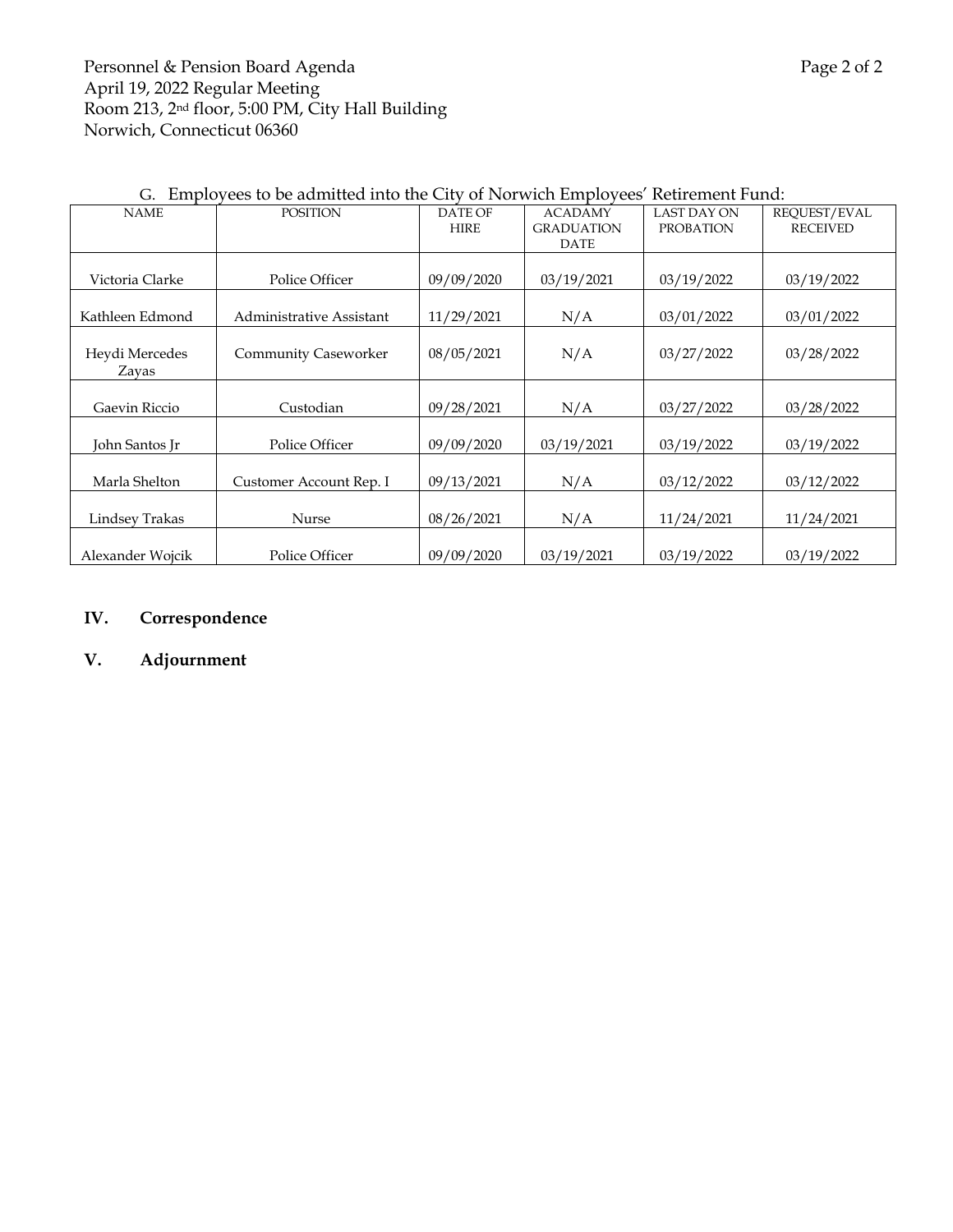G. Employees to be admitted into the City of Norwich Employees' Retirement Fund:

| NAME | POSITION | DATE OF HIRE | ACADAMY GRADUATION DATE | LAST DAY ON PROBATION | REQUEST/EVAL RECEIVED |
|---|---|---|---|---|---|
| Victoria Clarke | Police Officer | 09/09/2020 | 03/19/2021 | 03/19/2022 | 03/19/2022 |
| Kathleen Edmond | Administrative Assistant | 11/29/2021 | N/A | 03/01/2022 | 03/01/2022 |
| Heydi Mercedes Zayas | Community Caseworker | 08/05/2021 | N/A | 03/27/2022 | 03/28/2022 |
| Gaevin Riccio | Custodian | 09/28/2021 | N/A | 03/27/2022 | 03/28/2022 |
| John Santos Jr | Police Officer | 09/09/2020 | 03/19/2021 | 03/19/2022 | 03/19/2022 |
| Marla Shelton | Customer Account Rep. I | 09/13/2021 | N/A | 03/12/2022 | 03/12/2022 |
| Lindsey Trakas | Nurse | 08/26/2021 | N/A | 11/24/2021 | 11/24/2021 |
| Alexander Wojcik | Police Officer | 09/09/2020 | 03/19/2021 | 03/19/2022 | 03/19/2022 |

## IV. Correspondence

## V. Adjournment